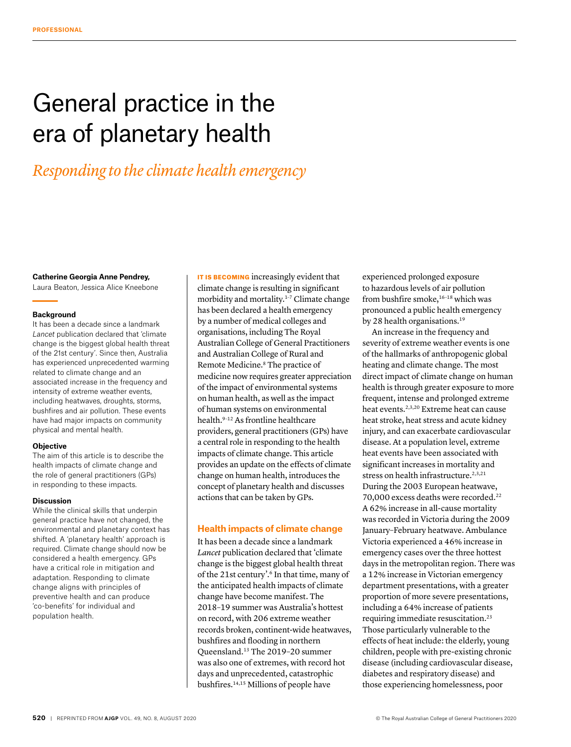# General practice in the era of planetary health

## *Responding to the climate health emergency*

**Catherine Georgia Anne Pendrey,** Laura Beaton, Jessica Alice Kneebone

### Background

It has been a decade since a landmark *Lancet* publication declared that 'climate change is the biggest global health threat of the 21st century'. Since then, Australia has experienced unprecedented warming related to climate change and an associated increase in the frequency and intensity of extreme weather events, including heatwaves, droughts, storms, bushfires and air pollution. These events have had major impacts on community physical and mental health.

### Objective

The aim of this article is to describe the health impacts of climate change and the role of general practitioners (GPs) in responding to these impacts.

### Discussion

While the clinical skills that underpin general practice have not changed, the environmental and planetary context has shifted. A 'planetary health' approach is required. Climate change should now be considered a health emergency. GPs have a critical role in mitigation and adaptation. Responding to climate change aligns with principles of preventive health and can produce 'co-benefits' for individual and population health.

**IT IS BECOMING** increasingly evident that climate change is resulting in significant morbidity and mortality.[1–7] Climate change has been declared a health emergency by a number of medical colleges and organisations, including The Royal Australian College of General Practitioners and Australian College of Rural and Remote Medicine.[8] The practice of medicine now requires greater appreciation of the impact of environmental systems on human health, as well as the impact of human systems on environmental health.[9–12] As frontline healthcare providers, general practitioners (GPs) have a central role in responding to the health impacts of climate change. This article provides an update on the effects of climate change on human health, introduces the concept of planetary health and discusses actions that can be taken by GPs.

## Health impacts of climate change

It has been a decade since a landmark *Lancet* publication declared that 'climate change is the biggest global health threat of the 21st century'.[6] In that time, many of the anticipated health impacts of climate change have become manifest. The 2018–19 summer was Australia's hottest on record, with 206 extreme weather records broken, continent-wide heatwaves, bushfires and flooding in northern Queensland.[13] The 2019–20 summer was also one of extremes, with record hot days and unprecedented, catastrophic bushfires.[14,15] Millions of people have experienced prolonged exposure to hazardous levels of air pollution from bushfire smoke,[16–18] which was pronounced a public health emergency by 28 health organisations.[19]

An increase in the frequency and severity of extreme weather events is one of the hallmarks of anthropogenic global heating and climate change. The most direct impact of climate change on human health is through greater exposure to more frequent, intense and prolonged extreme heat events.[2,3,20] Extreme heat can cause heat stroke, heat stress and acute kidney injury, and can exacerbate cardiovascular disease. At a population level, extreme heat events have been associated with significant increases in mortality and stress on health infrastructure.[2,3,21] During the 2003 European heatwave, 70,000 excess deaths were recorded.[22] A 62% increase in all-cause mortality was recorded in Victoria during the 2009 January–February heatwave. Ambulance Victoria experienced a 46% increase in emergency cases over the three hottest days in the metropolitan region. There was a 12% increase in Victorian emergency department presentations, with a greater proportion of more severe presentations, including a 64% increase of patients requiring immediate resuscitation.[23] Those particularly vulnerable to the effects of heat include: the elderly, young children, people with pre-existing chronic disease (including cardiovascular disease, diabetes and respiratory disease) and those experiencing homelessness, poor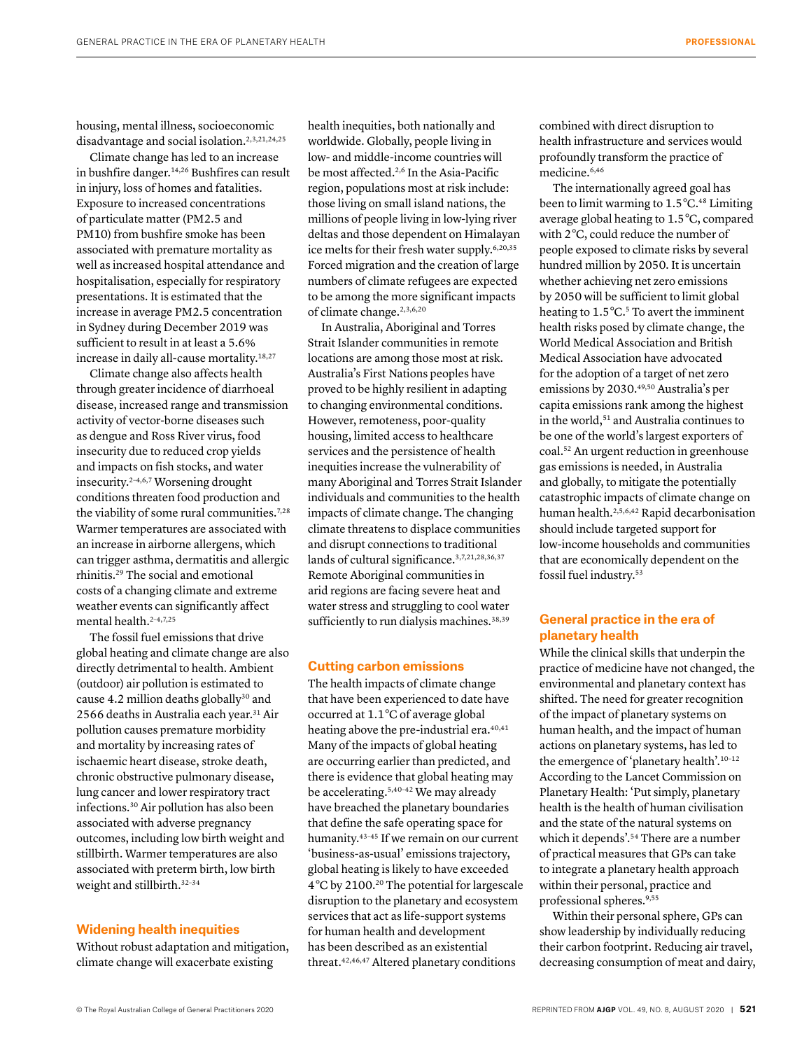housing, mental illness, socioeconomic disadvantage and social isolation.[2,3,21,24,25]

Climate change has led to an increase in bushfire danger.[14,26] Bushfires can result in injury, loss of homes and fatalities. Exposure to increased concentrations of particulate matter (PM2.5 and PM10) from bushfire smoke has been associated with premature mortality as well as increased hospital attendance and hospitalisation, especially for respiratory presentations. It is estimated that the increase in average PM2.5 concentration in Sydney during December 2019 was sufficient to result in at least a 5.6% increase in daily all-cause mortality.[18,27]

Climate change also affects health through greater incidence of diarrhoeal disease, increased range and transmission activity of vector-borne diseases such as dengue and Ross River virus, food insecurity due to reduced crop yields and impacts on fish stocks, and water insecurity.[2–4,6,7] Worsening drought conditions threaten food production and the viability of some rural communities.[7,28] Warmer temperatures are associated with an increase in airborne allergens, which can trigger asthma, dermatitis and allergic rhinitis.[29] The social and emotional costs of a changing climate and extreme weather events can significantly affect mental health.[2–4,7,25]

The fossil fuel emissions that drive global heating and climate change are also directly detrimental to health. Ambient (outdoor) air pollution is estimated to cause 4.2 million deaths globally[30] and 2566 deaths in Australia each year.[31] Air pollution causes premature morbidity and mortality by increasing rates of ischaemic heart disease, stroke death, chronic obstructive pulmonary disease, lung cancer and lower respiratory tract infections.[30] Air pollution has also been associated with adverse pregnancy outcomes, including low birth weight and stillbirth. Warmer temperatures are also associated with preterm birth, low birth weight and stillbirth.[32–34]

## Widening health inequities

Without robust adaptation and mitigation, climate change will exacerbate existing health inequities, both nationally and worldwide. Globally, people living in low- and middle-income countries will be most affected.[2,6] In the Asia-Pacific region, populations most at risk include: those living on small island nations, the millions of people living in low-lying river deltas and those dependent on Himalayan ice melts for their fresh water supply.[6,20,35] Forced migration and the creation of large numbers of climate refugees are expected to be among the more significant impacts of climate change.[2,3,6,20]

In Australia, Aboriginal and Torres Strait Islander communities in remote locations are among those most at risk. Australia's First Nations peoples have proved to be highly resilient in adapting to changing environmental conditions. However, remoteness, poor-quality housing, limited access to healthcare services and the persistence of health inequities increase the vulnerability of many Aboriginal and Torres Strait Islander individuals and communities to the health impacts of climate change. The changing climate threatens to displace communities and disrupt connections to traditional lands of cultural significance.[3,7,21,28,36,37] Remote Aboriginal communities in arid regions are facing severe heat and water stress and struggling to cool water sufficiently to run dialysis machines.[38,39]

## Cutting carbon emissions

The health impacts of climate change that have been experienced to date have occurred at 1.1°C of average global heating above the pre-industrial era.[40,41] Many of the impacts of global heating are occurring earlier than predicted, and there is evidence that global heating may be accelerating.[5,40–42] We may already have breached the planetary boundaries that define the safe operating space for humanity.[43–45] If we remain on our current 'business-as-usual' emissions trajectory, global heating is likely to have exceeded 4°C by 2100.[20] The potential for largescale disruption to the planetary and ecosystem services that act as life-support systems for human health and development has been described as an existential threat.[42,46,47] Altered planetary conditions combined with direct disruption to health infrastructure and services would profoundly transform the practice of medicine.[6,46]

The internationally agreed goal has been to limit warming to 1.5°C.[48] Limiting average global heating to 1.5°C, compared with 2°C, could reduce the number of people exposed to climate risks by several hundred million by 2050. It is uncertain whether achieving net zero emissions by 2050 will be sufficient to limit global heating to 1.5°C.[5] To avert the imminent health risks posed by climate change, the World Medical Association and British Medical Association have advocated for the adoption of a target of net zero emissions by 2030.[49,50] Australia's per capita emissions rank among the highest in the world,[51] and Australia continues to be one of the world's largest exporters of coal.[52] An urgent reduction in greenhouse gas emissions is needed, in Australia and globally, to mitigate the potentially catastrophic impacts of climate change on human health.[2,5,6,42] Rapid decarbonisation should include targeted support for low-income households and communities that are economically dependent on the fossil fuel industry.[53]

## General practice in the era of planetary health

While the clinical skills that underpin the practice of medicine have not changed, the environmental and planetary context has shifted. The need for greater recognition of the impact of planetary systems on human health, and the impact of human actions on planetary systems, has led to the emergence of 'planetary health'.[10–12] According to the Lancet Commission on Planetary Health: 'Put simply, planetary health is the health of human civilisation and the state of the natural systems on which it depends'.[54] There are a number of practical measures that GPs can take to integrate a planetary health approach within their personal, practice and professional spheres.[9,55]

Within their personal sphere, GPs can show leadership by individually reducing their carbon footprint. Reducing air travel, decreasing consumption of meat and dairy,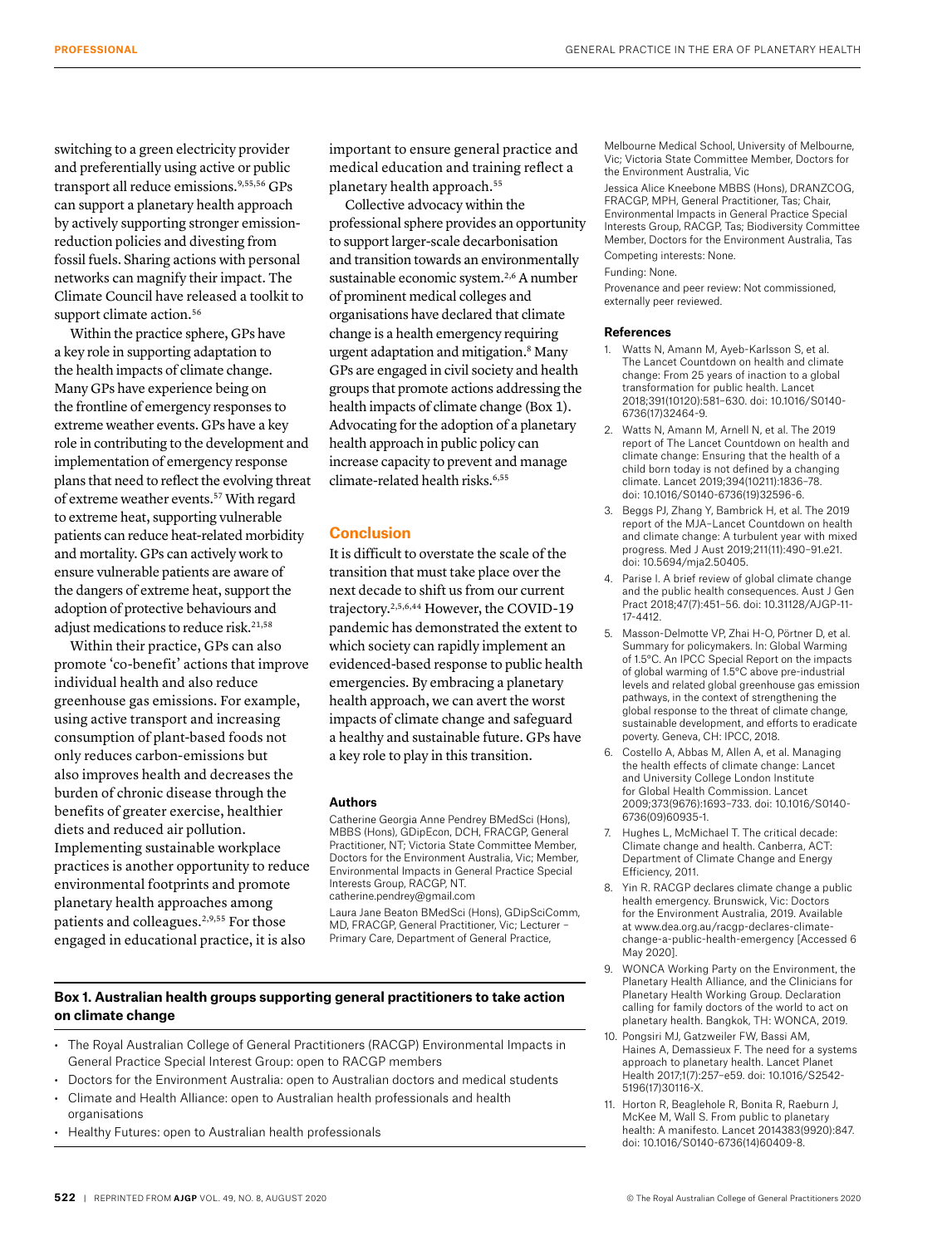switching to a green electricity provider and preferentially using active or public transport all reduce emissions.[9,55,56] GPs can support a planetary health approach by actively supporting stronger emission-reduction policies and divesting from fossil fuels. Sharing actions with personal networks can magnify their impact. The Climate Council have released a toolkit to support climate action.[56]

Within the practice sphere, GPs have a key role in supporting adaptation to the health impacts of climate change. Many GPs have experience being on the frontline of emergency responses to extreme weather events. GPs have a key role in contributing to the development and implementation of emergency response plans that need to reflect the evolving threat of extreme weather events.[57] With regard to extreme heat, supporting vulnerable patients can reduce heat-related morbidity and mortality. GPs can actively work to ensure vulnerable patients are aware of the dangers of extreme heat, support the adoption of protective behaviours and adjust medications to reduce risk.[21,58]

Within their practice, GPs can also promote 'co-benefit' actions that improve individual health and also reduce greenhouse gas emissions. For example, using active transport and increasing consumption of plant-based foods not only reduces carbon-emissions but also improves health and decreases the burden of chronic disease through the benefits of greater exercise, healthier diets and reduced air pollution. Implementing sustainable workplace practices is another opportunity to reduce environmental footprints and promote planetary health approaches among patients and colleagues.[2,9,55] For those engaged in educational practice, it is also important to ensure general practice and medical education and training reflect a planetary health approach.[55]

Collective advocacy within the professional sphere provides an opportunity to support larger-scale decarbonisation and transition towards an environmentally sustainable economic system.[2,6] A number of prominent medical colleges and organisations have declared that climate change is a health emergency requiring urgent adaptation and mitigation.[8] Many GPs are engaged in civil society and health groups that promote actions addressing the health impacts of climate change (Box 1). Advocating for the adoption of a planetary health approach in public policy can increase capacity to prevent and manage climate-related health risks.[6,55]

## Conclusion

It is difficult to overstate the scale of the transition that must take place over the next decade to shift us from our current trajectory.[2,5,6,44] However, the COVID-19 pandemic has demonstrated the extent to which society can rapidly implement an evidenced-based response to public health emergencies. By embracing a planetary health approach, we can avert the worst impacts of climate change and safeguard a healthy and sustainable future. GPs have a key role to play in this transition.

**Box 1. Australian health groups supporting general practitioners to take action on climate change**

- The Royal Australian College of General Practitioners (RACGP) Environmental Impacts in General Practice Special Interest Group: open to RACGP members
- Doctors for the Environment Australia: open to Australian doctors and medical students
- Climate and Health Alliance: open to Australian health professionals and health organisations
- Healthy Futures: open to Australian health professionals

#### Authors

Catherine Georgia Anne Pendrey BMedSci (Hons), MBBS (Hons), GDipEcon, DCH, FRACGP, General Practitioner, NT; Victoria State Committee Member, Doctors for the Environment Australia, Vic; Member, Environmental Impacts in General Practice Special Interests Group, RACGP, NT. catherine.pendrey@gmail.com

Laura Jane Beaton BMedSci (Hons), GDipSciComm, MD, FRACGP, General Practitioner, Vic; Lecturer – Primary Care, Department of General Practice, Melbourne Medical School, University of Melbourne, Vic; Victoria State Committee Member, Doctors for the Environment Australia, Vic

Jessica Alice Kneebone MBBS (Hons), DRANZCOG, FRACGP, MPH, General Practitioner, Tas; Chair, Environmental Impacts in General Practice Special Interests Group, RACGP, Tas; Biodiversity Committee Member, Doctors for the Environment Australia, Tas

Competing interests: None.

Funding: None.

Provenance and peer review: Not commissioned, externally peer reviewed.

#### References

1. Watts N, Amann M, Ayeb-Karlsson S, et al. The Lancet Countdown on health and climate change: From 25 years of inaction to a global transformation for public health. Lancet 2018;391(10120):581–630. doi: 10.1016/S0140-6736(17)32464-9.
2. Watts N, Amann M, Arnell N, et al. The 2019 report of The Lancet Countdown on health and climate change: Ensuring that the health of a child born today is not defined by a changing climate. Lancet 2019;394(10211):1836–78. doi: 10.1016/S0140-6736(19)32596-6.
3. Beggs PJ, Zhang Y, Bambrick H, et al. The 2019 report of the MJA–Lancet Countdown on health and climate change: A turbulent year with mixed progress. Med J Aust 2019;211(11):490–91.e21. doi: 10.5694/mja2.50405.
4. Parise I. A brief review of global climate change and the public health consequences. Aust J Gen Pract 2018;47(7):451–56. doi: 10.31128/AJGP-11-17-4412.
5. Masson-Delmotte VP, Zhai H-O, Pörtner D, et al. Summary for policymakers. In: Global Warming of 1.5°C. An IPCC Special Report on the impacts of global warming of 1.5°C above pre-industrial levels and related global greenhouse gas emission pathways, in the context of strengthening the global response to the threat of climate change, sustainable development, and efforts to eradicate poverty. Geneva, CH: IPCC, 2018.
6. Costello A, Abbas M, Allen A, et al. Managing the health effects of climate change: Lancet and University College London Institute for Global Health Commission. Lancet 2009;373(9676):1693–733. doi: 10.1016/S0140-6736(09)60935-1.
7. Hughes L, McMichael T. The critical decade: Climate change and health. Canberra, ACT: Department of Climate Change and Energy Efficiency, 2011.
8. Yin R. RACGP declares climate change a public health emergency. Brunswick, Vic: Doctors for the Environment Australia, 2019. Available at www.dea.org.au/racgp-declares-climate-change-a-public-health-emergency [Accessed 6 May 2020].
9. WONCA Working Party on the Environment, the Planetary Health Alliance, and the Clinicians for Planetary Health Working Group. Declaration calling for family doctors of the world to act on planetary health. Bangkok, TH: WONCA, 2019.
10. Pongsiri MJ, Gatzweiler FW, Bassi AM, Haines A, Demassieux F. The need for a systems approach to planetary health. Lancet Planet Health 2017;1(7):257–e59. doi: 10.1016/S2542-5196(17)30116-X.
11. Horton R, Beaglehole R, Bonita R, Raeburn J, McKee M, Wall S. From public to planetary health: A manifesto. Lancet 2014383(9920):847. doi: 10.1016/S0140-6736(14)60409-8.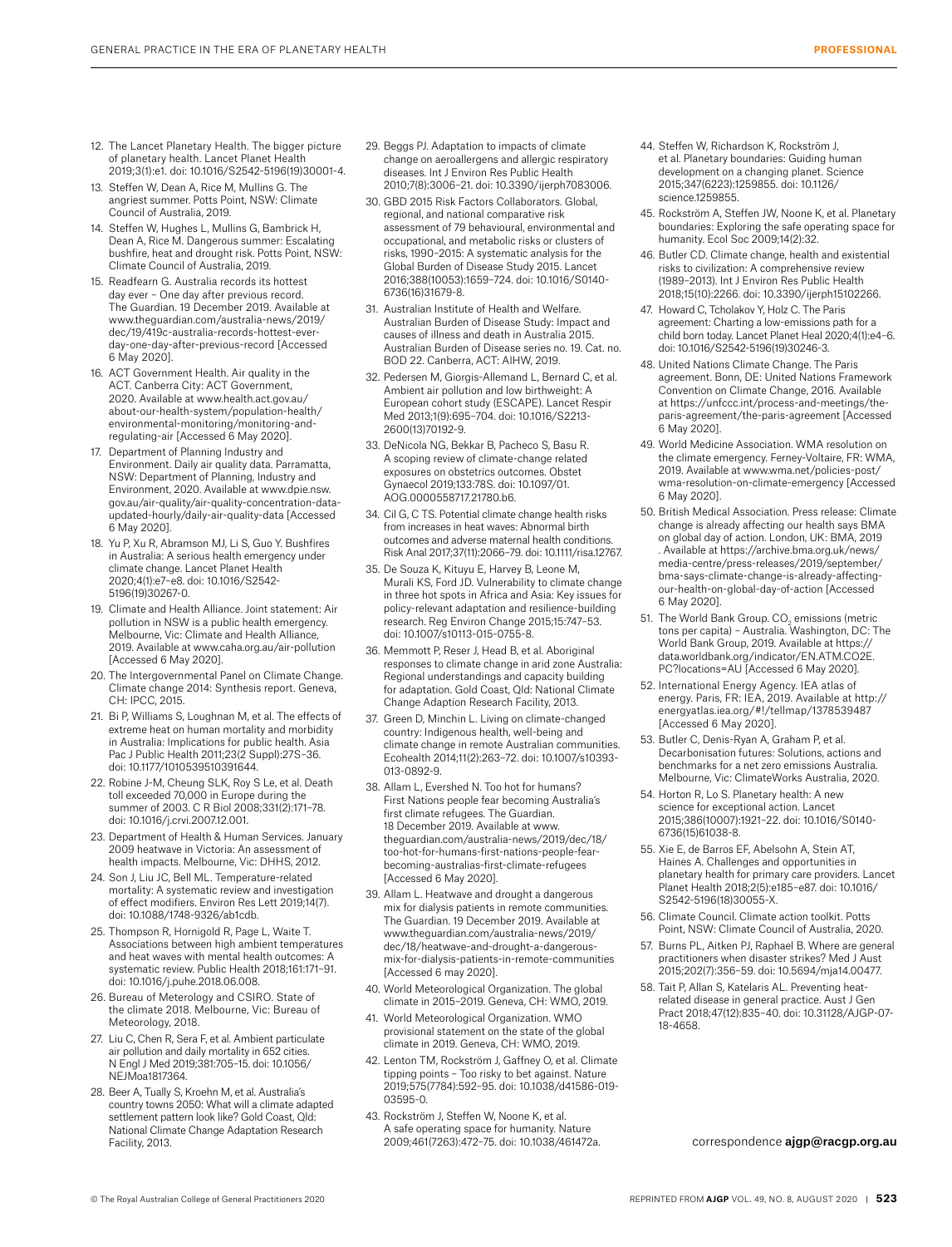12. The Lancet Planetary Health. The bigger picture of planetary health. Lancet Planet Health 2019;3(1):e1. doi: 10.1016/S2542-5196(19)30001-4.
13. Steffen W, Dean A, Rice M, Mullins G. The angriest summer. Potts Point, NSW: Climate Council of Australia, 2019.
14. Steffen W, Hughes L, Mullins G, Bambrick H, Dean A, Rice M. Dangerous summer: Escalating bushfire, heat and drought risk. Potts Point, NSW: Climate Council of Australia, 2019.
15. Readfearn G. Australia records its hottest day ever – One day after previous record. The Guardian. 19 December 2019. Available at www.theguardian.com/australia-news/2019/dec/19/419c-australia-records-hottest-ever-day-one-day-after-previous-record [Accessed 6 May 2020].
16. ACT Government Health. Air quality in the ACT. Canberra City: ACT Government, 2020. Available at www.health.act.gov.au/about-our-health-system/population-health/environmental-monitoring/monitoring-and-regulating-air [Accessed 6 May 2020].
17. Department of Planning Industry and Environment. Daily air quality data. Parramatta, NSW: Department of Planning, Industry and Environment, 2020. Available at www.dpie.nsw.gov.au/air-quality/air-quality-concentration-data-updated-hourly/daily-air-quality-data [Accessed 6 May 2020].
18. Yu P, Xu R, Abramson MJ, Li S, Guo Y. Bushfires in Australia: A serious health emergency under climate change. Lancet Planet Health 2020;4(1):e7–e8. doi: 10.1016/S2542-5196(19)30267-0.
19. Climate and Health Alliance. Joint statement: Air pollution in NSW is a public health emergency. Melbourne, Vic: Climate and Health Alliance, 2019. Available at www.caha.org.au/air-pollution [Accessed 6 May 2020].
20. The Intergovernmental Panel on Climate Change. Climate change 2014: Synthesis report. Geneva, CH: IPCC, 2015.
21. Bi P, Williams S, Loughnan M, et al. The effects of extreme heat on human mortality and morbidity in Australia: Implications for public health. Asia Pac J Public Health 2011;23(2 Suppl):27S–36. doi: 10.1177/1010539510391644.
22. Robine J-M, Cheung SLK, Roy S Le, et al. Death toll exceeded 70,000 in Europe during the summer of 2003. C R Biol 2008;331(2):171–78. doi: 10.1016/j.crvi.2007.12.001.
23. Department of Health & Human Services. January 2009 heatwave in Victoria: An assessment of health impacts. Melbourne, Vic: DHHS, 2012.
24. Son J, Liu JC, Bell ML. Temperature-related mortality: A systematic review and investigation of effect modifiers. Environ Res Lett 2019;14(7). doi: 10.1088/1748-9326/ab1cdb.
25. Thompson R, Hornigold R, Page L, Waite T. Associations between high ambient temperatures and heat waves with mental health outcomes: A systematic review. Public Health 2018;161:171–91. doi: 10.1016/j.puhe.2018.06.008.
26. Bureau of Meterology and CSIRO. State of the climate 2018. Melbourne, Vic: Bureau of Meteorology, 2018.
27. Liu C, Chen R, Sera F, et al. Ambient particulate air pollution and daily mortality in 652 cities. N Engl J Med 2019;381:705–15. doi: 10.1056/NEJMoa1817364.
28. Beer A, Tually S, Kroehn M, et al. Australia's country towns 2050: What will a climate adapted settlement pattern look like? Gold Coast, Qld: National Climate Change Adaptation Research Facility, 2013.
29. Beggs PJ. Adaptation to impacts of climate change on aeroallergens and allergic respiratory diseases. Int J Environ Res Public Health 2010;7(8):3006–21. doi: 10.3390/ijerph7083006.
30. GBD 2015 Risk Factors Collaborators. Global, regional, and national comparative risk assessment of 79 behavioural, environmental and occupational, and metabolic risks or clusters of risks, 1990–2015: A systematic analysis for the Global Burden of Disease Study 2015. Lancet 2016;388(10053):1659–724. doi: 10.1016/S0140-6736(16)31679-8.
31. Australian Institute of Health and Welfare. Australian Burden of Disease Study: Impact and causes of illness and death in Australia 2015. Australian Burden of Disease series no. 19. Cat. no. BOD 22. Canberra, ACT: AIHW, 2019.
32. Pedersen M, Giorgis-Allemand L, Bernard C, et al. Ambient air pollution and low birthweight: A European cohort study (ESCAPE). Lancet Respir Med 2013;1(9):695–704. doi: 10.1016/S2213-2600(13)70192-9.
33. DeNicola NG, Bekkar B, Pacheco S, Basu R. A scoping review of climate-change related exposures on obstetrics outcomes. Obstet Gynaecol 2019;133:78S. doi: 10.1097/01.AOG.0000558717.21780.b6.
34. Cil G, C TS. Potential climate change health risks from increases in heat waves: Abnormal birth outcomes and adverse maternal health conditions. Risk Anal 2017;37(11):2066–79. doi: 10.1111/risa.12767.
35. De Souza K, Kituyu E, Harvey B, Leone M, Murali KS, Ford JD. Vulnerability to climate change in three hot spots in Africa and Asia: Key issues for policy-relevant adaptation and resilience-building research. Reg Environ Change 2015;15:747–53. doi: 10.1007/s10113-015-0755-8.
36. Memmott P, Reser J, Head B, et al. Aboriginal responses to climate change in arid zone Australia: Regional understandings and capacity building for adaptation. Gold Coast, Qld: National Climate Change Adaption Research Facility, 2013.
37. Green D, Minchin L. Living on climate-changed country: Indigenous health, well-being and climate change in remote Australian communities. Ecohealth 2014;11(2):263–72. doi: 10.1007/s10393-013-0892-9.
38. Allam L, Evershed N. Too hot for humans? First Nations people fear becoming Australia's first climate refugees. The Guardian. 18 December 2019. Available at www.theguardian.com/australia-news/2019/dec/18/too-hot-for-humans-first-nations-people-fear-becoming-australias-first-climate-refugees [Accessed 6 May 2020].
39. Allam L. Heatwave and drought a dangerous mix for dialysis patients in remote communities. The Guardian. 19 December 2019. Available at www.theguardian.com/australia-news/2019/dec/18/heatwave-and-drought-a-dangerous-mix-for-dialysis-patients-in-remote-communities [Accessed 6 may 2020].
40. World Meteorological Organization. The global climate in 2015–2019. Geneva, CH: WMO, 2019.
41. World Meteorological Organization. WMO provisional statement on the state of the global climate in 2019. Geneva, CH: WMO, 2019.
42. Lenton TM, Rockström J, Gaffney O, et al. Climate tipping points – Too risky to bet against. Nature 2019;575(7784):592–95. doi: 10.1038/d41586-019-03595-0.
43. Rockström J, Steffen W, Noone K, et al. A safe operating space for humanity. Nature 2009;461(7263):472–75. doi: 10.1038/461472a.
44. Steffen W, Richardson K, Rockström J, et al. Planetary boundaries: Guiding human development on a changing planet. Science 2015;347(6223):1259855. doi: 10.1126/science.1259855.
45. Rockström A, Steffen JW, Noone K, et al. Planetary boundaries: Exploring the safe operating space for humanity. Ecol Soc 2009;14(2):32.
46. Butler CD. Climate change, health and existential risks to civilization: A comprehensive review (1989–2013). Int J Environ Res Public Health 2018;15(10):2266. doi: 10.3390/ijerph15102266.
47. Howard C, Tcholakov Y, Holz C. The Paris agreement: Charting a low-emissions path for a child born today. Lancet Planet Heal 2020;4(1):e4–6. doi: 10.1016/S2542-5196(19)30246-3.
48. United Nations Climate Change. The Paris agreement. Bonn, DE: United Nations Framework Convention on Climate Change, 2016. Available at https://unfccc.int/process-and-meetings/the-paris-agreement/the-paris-agreement [Accessed 6 May 2020].
49. World Medicine Association. WMA resolution on the climate emergency. Ferney-Voltaire, FR: WMA, 2019. Available at www.wma.net/policies-post/wma-resolution-on-climate-emergency [Accessed 6 May 2020].
50. British Medical Association. Press release: Climate change is already affecting our health says BMA on global day of action. London, UK: BMA, 2019 . Available at https://archive.bma.org.uk/news/media-centre/press-releases/2019/september/bma-says-climate-change-is-already-affecting-our-health-on-global-day-of-action [Accessed 6 May 2020].
51. The World Bank Group. $CO_2$ emissions (metric tons per capita) – Australia. Washington, DC: The World Bank Group, 2019. Available at https://data.worldbank.org/indicator/EN.ATM.CO2E.PC?locations=AU [Accessed 6 May 2020].
52. International Energy Agency. IEA atlas of energy. Paris, FR: IEA, 2019. Available at http://energyatlas.iea.org/#!/tellmap/1378539487 [Accessed 6 May 2020].
53. Butler C, Denis-Ryan A, Graham P, et al. Decarbonisation futures: Solutions, actions and benchmarks for a net zero emissions Australia. Melbourne, Vic: ClimateWorks Australia, 2020.
54. Horton R, Lo S. Planetary health: A new science for exceptional action. Lancet 2015;386(10007):1921–22. doi: 10.1016/S0140-6736(15)61038-8.
55. Xie E, de Barros EF, Abelsohn A, Stein AT, Haines A. Challenges and opportunities in planetary health for primary care providers. Lancet Planet Health 2018;2(5):e185–e87. doi: 10.1016/S2542-5196(18)30055-X.
56. Climate Council. Climate action toolkit. Potts Point, NSW: Climate Council of Australia, 2020.
57. Burns PL, Aitken PJ, Raphael B. Where are general practitioners when disaster strikes? Med J Aust 2015;202(7):356–59. doi: 10.5694/mja14.00477.
58. Tait P, Allan S, Katelaris AL. Preventing heat-related disease in general practice. Aust J Gen Pract 2018;47(12):835–40. doi: 10.31128/AJGP-07-18-4658.

correspondence **ajgp@racgp.org.au**